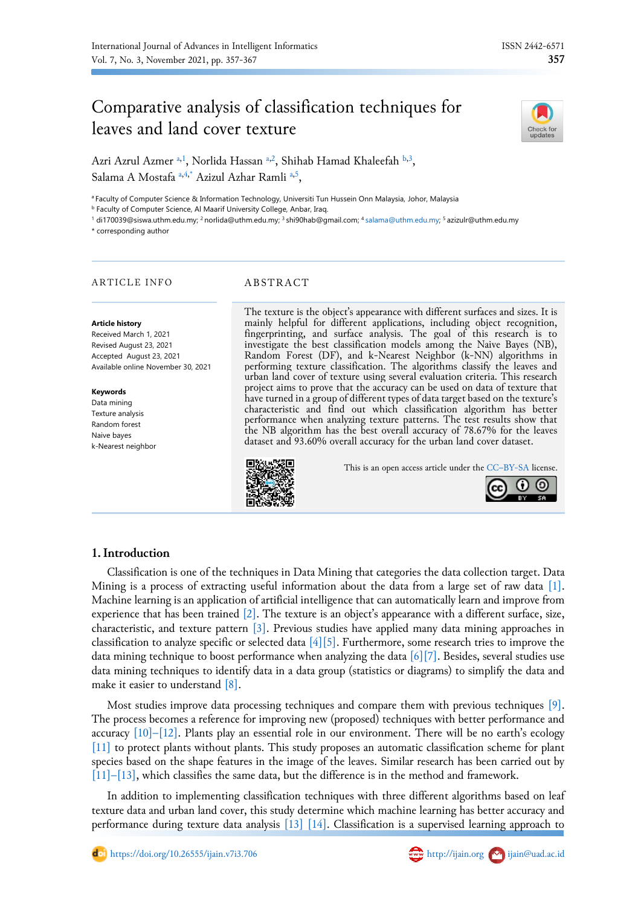# Comparative analysis of classification techniques for leaves and land cover texture

Azri Azrul Azmer [a,1], Norlida Hassan [a,2], Shihab Hamad Khaleefah [b,3], Salama A Mostafa [a,4,*] Azizul Azhar Ramli [a,5],

[a] Faculty of Computer Science & Information Technology, Universiti Tun Hussein Onn Malaysia, Johor, Malaysia
[b] Faculty of Computer Science, Al Maarif University College, Anbar, Iraq.
[1] di170039@siswa.uthm.edu.my; [2] norlida@uthm.edu.my; [3] shi90hab@gmail.com; [4] salama@uthm.edu.my; [5] azizulr@uthm.edu.my
* corresponding author

## ARTICLE INFO

**Article history**
Received March 1, 2021
Revised August 23, 2021
Accepted August 23, 2021
Available online November 30, 2021

**Keywords**
Data mining
Texture analysis
Random forest
Naive bayes
k-Nearest neighbor

## ABSTRACT

The texture is the object's appearance with different surfaces and sizes. It is mainly helpful for different applications, including object recognition, fingerprinting, and surface analysis. The goal of this research is to investigate the best classification models among the Naive Bayes (NB), Random Forest (DF), and k-Nearest Neighbor (k-NN) algorithms in performing texture classification. The algorithms classify the leaves and urban land cover of texture using several evaluation criteria. This research project aims to prove that the accuracy can be used on data of texture that have turned in a group of different types of data target based on the texture's characteristic and find out which classification algorithm has better performance when analyzing texture patterns. The test results show that the NB algorithm has the best overall accuracy of 78.67% for the leaves dataset and 93.60% overall accuracy for the urban land cover dataset.

This is an open access article under the CC–BY-SA license.

## 1. Introduction

Classification is one of the techniques in Data Mining that categories the data collection target. Data Mining is a process of extracting useful information about the data from a large set of raw data [1]. Machine learning is an application of artificial intelligence that can automatically learn and improve from experience that has been trained [2]. The texture is an object's appearance with a different surface, size, characteristic, and texture pattern [3]. Previous studies have applied many data mining approaches in classification to analyze specific or selected data [4][5]. Furthermore, some research tries to improve the data mining technique to boost performance when analyzing the data [6][7]. Besides, several studies use data mining techniques to identify data in a data group (statistics or diagrams) to simplify the data and make it easier to understand [8].

Most studies improve data processing techniques and compare them with previous techniques [9]. The process becomes a reference for improving new (proposed) techniques with better performance and accuracy [10]–[12]. Plants play an essential role in our environment. There will be no earth's ecology [11] to protect plants without plants. This study proposes an automatic classification scheme for plant species based on the shape features in the image of the leaves. Similar research has been carried out by [11]–[13], which classifies the same data, but the difference is in the method and framework.

In addition to implementing classification techniques with three different algorithms based on leaf texture data and urban land cover, this study determine which machine learning has better accuracy and performance during texture data analysis [13] [14]. Classification is a supervised learning approach to

https://doi.org/10.26555/ijain.v7i3.706 http://ijain.org ijain@uad.ac.id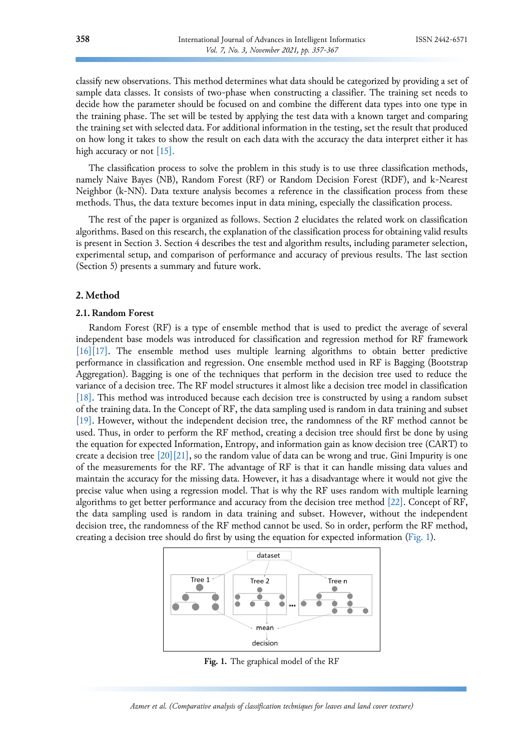classify new observations. This method determines what data should be categorized by providing a set of sample data classes. It consists of two-phase when constructing a classifier. The training set needs to decide how the parameter should be focused on and combine the different data types into one type in the training phase. The set will be tested by applying the test data with a known target and comparing the training set with selected data. For additional information in the testing, set the result that produced on how long it takes to show the result on each data with the accuracy the data interpret either it has high accuracy or not [15].

The classification process to solve the problem in this study is to use three classification methods, namely Naive Bayes (NB), Random Forest (RF) or Random Decision Forest (RDF), and k-Nearest Neighbor (k-NN). Data texture analysis becomes a reference in the classification process from these methods. Thus, the data texture becomes input in data mining, especially the classification process.

The rest of the paper is organized as follows. Section 2 elucidates the related work on classification algorithms. Based on this research, the explanation of the classification process for obtaining valid results is present in Section 3. Section 4 describes the test and algorithm results, including parameter selection, experimental setup, and comparison of performance and accuracy of previous results. The last section (Section 5) presents a summary and future work.

## 2. Method

### 2.1. Random Forest

Random Forest (RF) is a type of ensemble method that is used to predict the average of several independent base models was introduced for classification and regression method for RF framework [16][17]. The ensemble method uses multiple learning algorithms to obtain better predictive performance in classification and regression. One ensemble method used in RF is Bagging (Bootstrap Aggregation). Bagging is one of the techniques that perform in the decision tree used to reduce the variance of a decision tree. The RF model structures it almost like a decision tree model in classification [18]. This method was introduced because each decision tree is constructed by using a random subset of the training data. In the Concept of RF, the data sampling used is random in data training and subset [19]. However, without the independent decision tree, the randomness of the RF method cannot be used. Thus, in order to perform the RF method, creating a decision tree should first be done by using the equation for expected Information, Entropy, and information gain as know decision tree (CART) to create a decision tree [20][21], so the random value of data can be wrong and true. Gini Impurity is one of the measurements for the RF. The advantage of RF is that it can handle missing data values and maintain the accuracy for the missing data. However, it has a disadvantage where it would not give the precise value when using a regression model. That is why the RF uses random with multiple learning algorithms to get better performance and accuracy from the decision tree method [22]. Concept of RF, the data sampling used is random in data training and subset. However, without the independent decision tree, the randomness of the RF method cannot be used. So in order, perform the RF method, creating a decision tree should do first by using the equation for expected information (Fig. 1).

dataset

Tree 1 | Tree 2 | ... | Tree n

mean

decision

**Fig. 1.** The graphical model of the RF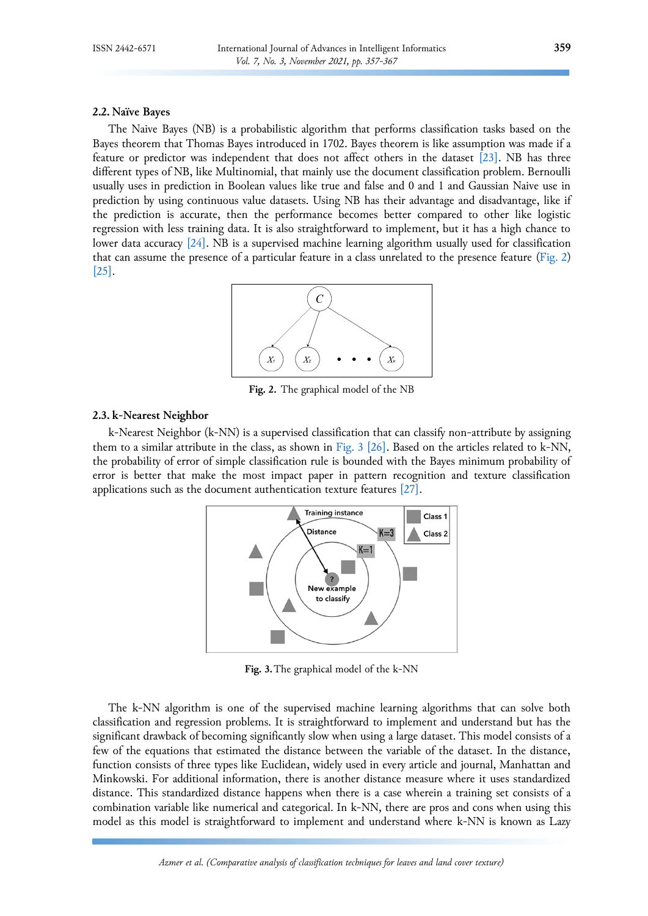### 2.2. Naïve Bayes

The Naive Bayes (NB) is a probabilistic algorithm that performs classification tasks based on the Bayes theorem that Thomas Bayes introduced in 1702. Bayes theorem is like assumption was made if a feature or predictor was independent that does not affect others in the dataset [23]. NB has three different types of NB, like Multinomial, that mainly use the document classification problem. Bernoulli usually uses in prediction in Boolean values like true and false and 0 and 1 and Gaussian Naive use in prediction by using continuous value datasets. Using NB has their advantage and disadvantage, like if the prediction is accurate, then the performance becomes better compared to other like logistic regression with less training data. It is also straightforward to implement, but it has a high chance to lower data accuracy [24]. NB is a supervised machine learning algorithm usually used for classification that can assume the presence of a particular feature in a class unrelated to the presence feature (Fig. 2) [25].

**Fig. 2.** The graphical model of the NB

### 2.3. k-Nearest Neighbor

k-Nearest Neighbor (k-NN) is a supervised classification that can classify non-attribute by assigning them to a similar attribute in the class, as shown in Fig. 3 [26]. Based on the articles related to k-NN, the probability of error of simple classification rule is bounded with the Bayes minimum probability of error is better that make the most impact paper in pattern recognition and texture classification applications such as the document authentication texture features [27].

**Fig. 3.** The graphical model of the k-NN

The k-NN algorithm is one of the supervised machine learning algorithms that can solve both classification and regression problems. It is straightforward to implement and understand but has the significant drawback of becoming significantly slow when using a large dataset. This model consists of a few of the equations that estimated the distance between the variable of the dataset. In the distance, function consists of three types like Euclidean, widely used in every article and journal, Manhattan and Minkowski. For additional information, there is another distance measure where it uses standardized distance. This standardized distance happens when there is a case wherein a training set consists of a combination variable like numerical and categorical. In k-NN, there are pros and cons when using this model as this model is straightforward to implement and understand where k-NN is known as Lazy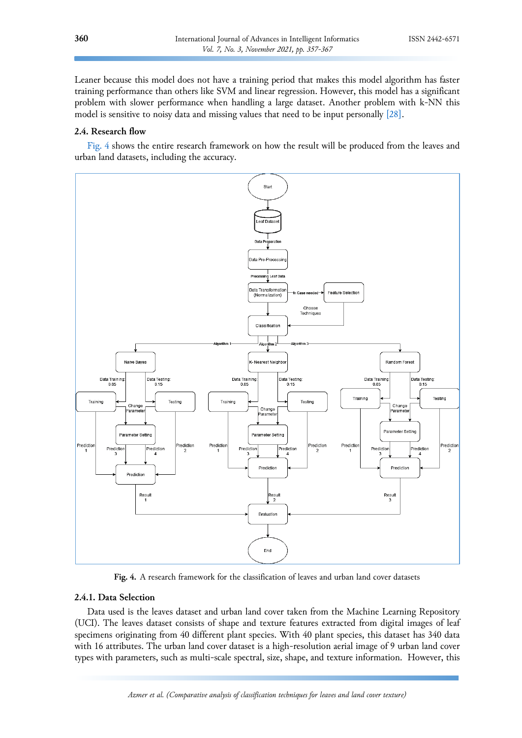Leaner because this model does not have a training period that makes this model algorithm has faster training performance than others like SVM and linear regression. However, this model has a significant problem with slower performance when handling a large dataset. Another problem with k-NN this model is sensitive to noisy data and missing values that need to be input personally [28].

### 2.4. Research flow

Fig. 4 shows the entire research framework on how the result will be produced from the leaves and urban land datasets, including the accuracy.

**Fig. 4.** A research framework for the classification of leaves and urban land cover datasets

#### 2.4.1. Data Selection

Data used is the leaves dataset and urban land cover taken from the Machine Learning Repository (UCI). The leaves dataset consists of shape and texture features extracted from digital images of leaf specimens originating from 40 different plant species. With 40 plant species, this dataset has 340 data with 16 attributes. The urban land cover dataset is a high-resolution aerial image of 9 urban land cover types with parameters, such as multi-scale spectral, size, shape, and texture information. However, this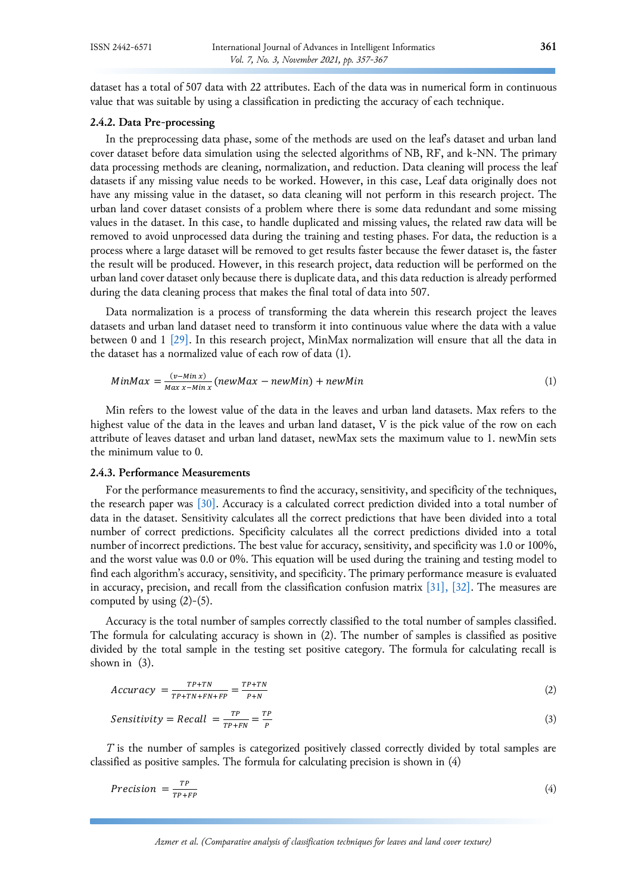dataset has a total of 507 data with 22 attributes. Each of the data was in numerical form in continuous value that was suitable by using a classification in predicting the accuracy of each technique.

### 2.4.2. Data Pre-processing

In the preprocessing data phase, some of the methods are used on the leaf's dataset and urban land cover dataset before data simulation using the selected algorithms of NB, RF, and k-NN. The primary data processing methods are cleaning, normalization, and reduction. Data cleaning will process the leaf datasets if any missing value needs to be worked. However, in this case, Leaf data originally does not have any missing value in the dataset, so data cleaning will not perform in this research project. The urban land cover dataset consists of a problem where there is some data redundant and some missing values in the dataset. In this case, to handle duplicated and missing values, the related raw data will be removed to avoid unprocessed data during the training and testing phases. For data, the reduction is a process where a large dataset will be removed to get results faster because the fewer dataset is, the faster the result will be produced. However, in this research project, data reduction will be performed on the urban land cover dataset only because there is duplicate data, and this data reduction is already performed during the data cleaning process that makes the final total of data into 507.

Data normalization is a process of transforming the data wherein this research project the leaves datasets and urban land dataset need to transform it into continuous value where the data with a value between 0 and 1 [29]. In this research project, MinMax normalization will ensure that all the data in the dataset has a normalized value of each row of data (1).

$$MinMax = \frac{(v - Min\ x)}{Max\ x - Min\ x}(newMax - newMin) + newMin \tag{1}$$

Min refers to the lowest value of the data in the leaves and urban land datasets. Max refers to the highest value of the data in the leaves and urban land dataset, V is the pick value of the row on each attribute of leaves dataset and urban land dataset, newMax sets the maximum value to 1. newMin sets the minimum value to 0.

### 2.4.3. Performance Measurements

For the performance measurements to find the accuracy, sensitivity, and specificity of the techniques, the research paper was [30]. Accuracy is a calculated correct prediction divided into a total number of data in the dataset. Sensitivity calculates all the correct predictions that have been divided into a total number of correct predictions. Specificity calculates all the correct predictions divided into a total number of incorrect predictions. The best value for accuracy, sensitivity, and specificity was 1.0 or 100%, and the worst value was 0.0 or 0%. This equation will be used during the training and testing model to find each algorithm's accuracy, sensitivity, and specificity. The primary performance measure is evaluated in accuracy, precision, and recall from the classification confusion matrix [31], [32]. The measures are computed by using (2)-(5).

Accuracy is the total number of samples correctly classified to the total number of samples classified. The formula for calculating accuracy is shown in (2). The number of samples is classified as positive divided by the total sample in the testing set positive category. The formula for calculating recall is shown in (3).

$$Accuracy = \frac{TP+TN}{TP+TN+FN+FP} = \frac{TP+TN}{P+N} \tag{2}$$

$$Sensitivity = Recall = \frac{TP}{TP+FN} = \frac{TP}{P} \tag{3}$$

$T$ is the number of samples is categorized positively classed correctly divided by total samples are classified as positive samples. The formula for calculating precision is shown in (4)

$$Precision = \frac{TP}{TP+FP} \tag{4}$$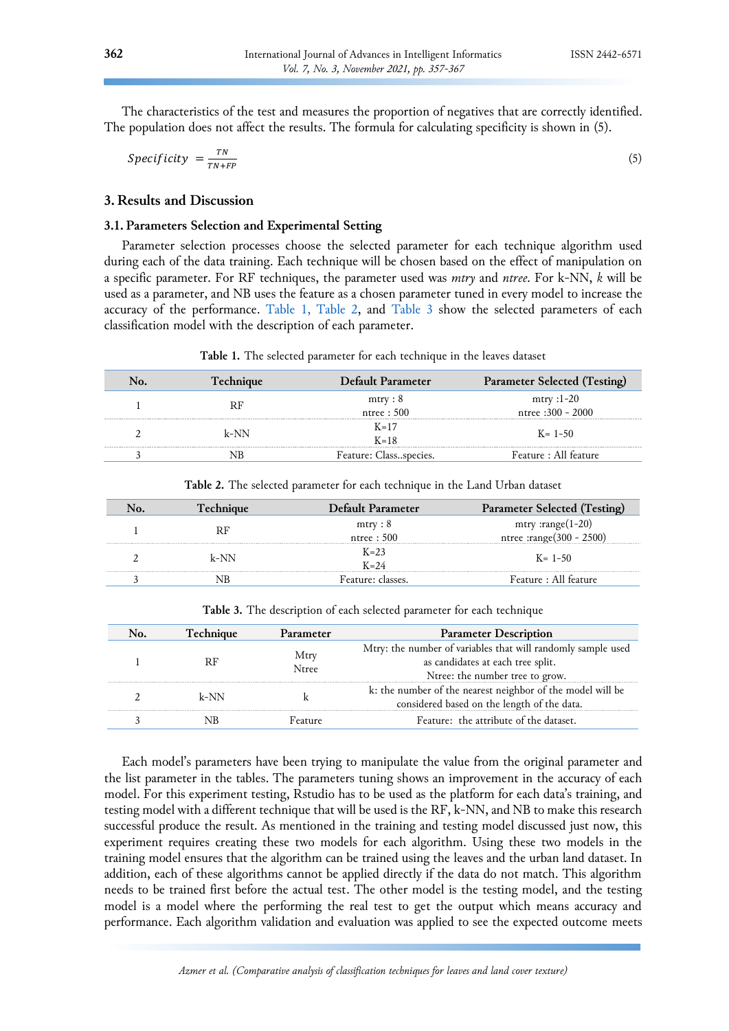The characteristics of the test and measures the proportion of negatives that are correctly identified. The population does not affect the results. The formula for calculating specificity is shown in (5).

$$Specificity = \frac{TN}{TN+FP} \quad (5)$$

## 3. Results and Discussion

### 3.1. Parameters Selection and Experimental Setting

Parameter selection processes choose the selected parameter for each technique algorithm used during each of the data training. Each technique will be chosen based on the effect of manipulation on a specific parameter. For RF techniques, the parameter used was *mtry* and *ntree*. For k-NN, *k* will be used as a parameter, and NB uses the feature as a chosen parameter tuned in every model to increase the accuracy of the performance. Table 1, Table 2, and Table 3 show the selected parameters of each classification model with the description of each parameter.

**Table 1.** The selected parameter for each technique in the leaves dataset

| No. | Technique | Default Parameter | Parameter Selected (Testing) |
|---|---|---|---|
| 1 | RF | mtry : 8<br>ntree : 500 | mtry :1-20<br>ntree :300 - 2000 |
| 2 | k-NN | K=17<br>K=18 | K= 1-50 |
| 3 | NB | Feature: Class..species. | Feature : All feature |

**Table 2.** The selected parameter for each technique in the Land Urban dataset

| No. | Technique | Default Parameter | Parameter Selected (Testing) |
|---|---|---|---|
| 1 | RF | mtry : 8<br>ntree : 500 | mtry :range(1-20)<br>ntree :range(300 - 2500) |
| 2 | k-NN | K=23<br>K=24 | K= 1-50 |
| 3 | NB | Feature: classes. | Feature : All feature |

**Table 3.** The description of each selected parameter for each technique

| No. | Technique | Parameter | Parameter Description |
|---|---|---|---|
| 1 | RF | Mtry<br>Ntree | Mtry: the number of variables that will randomly sample used as candidates at each tree split.<br>Ntree: the number tree to grow. |
| 2 | k-NN | k | k: the number of the nearest neighbor of the model will be considered based on the length of the data. |
| 3 | NB | Feature | Feature: the attribute of the dataset. |

Each model's parameters have been trying to manipulate the value from the original parameter and the list parameter in the tables. The parameters tuning shows an improvement in the accuracy of each model. For this experiment testing, Rstudio has to be used as the platform for each data's training, and testing model with a different technique that will be used is the RF, k-NN, and NB to make this research successful produce the result. As mentioned in the training and testing model discussed just now, this experiment requires creating these two models for each algorithm. Using these two models in the training model ensures that the algorithm can be trained using the leaves and the urban land dataset. In addition, each of these algorithms cannot be applied directly if the data do not match. This algorithm needs to be trained first before the actual test. The other model is the testing model, and the testing model is a model where the performing the real test to get the output which means accuracy and performance. Each algorithm validation and evaluation was applied to see the expected outcome meets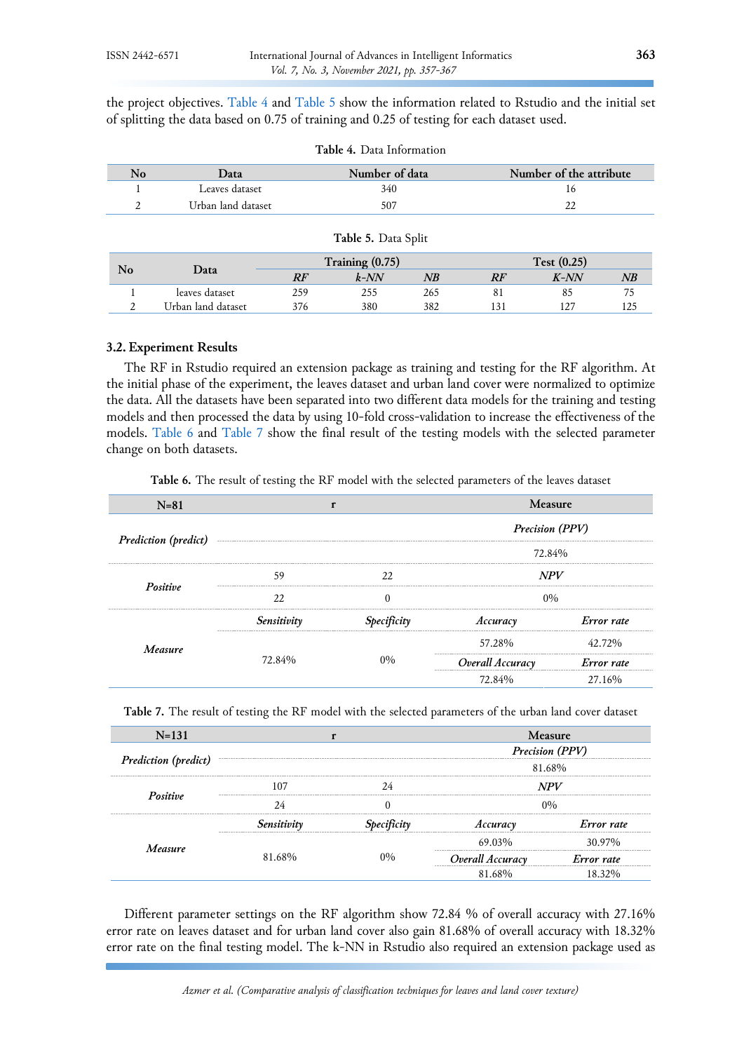the project objectives. Table 4 and Table 5 show the information related to Rstudio and the initial set of splitting the data based on 0.75 of training and 0.25 of testing for each dataset used.

**Table 4.** Data Information

| No | Data | Number of data | Number of the attribute |
|---|---|---|---|
| 1 | Leaves dataset | 340 | 16 |
| 2 | Urban land dataset | 507 | 22 |

**Table 5.** Data Split

| No | Data | Training (0.75) | | | Test (0.25) | | |
|---|---|---|---|---|---|---|---|
| | | *RF* | *k-NN* | *NB* | *RF* | *K-NN* | *NB* |
| 1 | leaves dataset | 259 | 255 | 265 | 81 | 85 | 75 |
| 2 | Urban land dataset | 376 | 380 | 382 | 131 | 127 | 125 |

### 3.2. Experiment Results

The RF in Rstudio required an extension package as training and testing for the RF algorithm. At the initial phase of the experiment, the leaves dataset and urban land cover were normalized to optimize the data. All the datasets have been separated into two different data models for the training and testing models and then processed the data by using 10-fold cross-validation to increase the effectiveness of the models. Table 6 and Table 7 show the final result of the testing models with the selected parameter change on both datasets.

**Table 6.** The result of testing the RF model with the selected parameters of the leaves dataset

| N=81 | r | | Measure | |
|---|---|---|---|---|
| *Prediction (predict)* | | | *Precision (PPV)* | |
| | | | 72.84% | |
| *Positive* | 59 | 22 | *NPV* | |
| | 22 | 0 | 0% | |
| *Measure* | *Sensitivity* | *Specificity* | *Accuracy* | *Error rate* |
| | 72.84% | 0% | 57.28% | 42.72% |
| | | | *Overall Accuracy* | *Error rate* |
| | | | 72.84% | 27.16% |

**Table 7.** The result of testing the RF model with the selected parameters of the urban land cover dataset

| N=131 | r | | Measure | |
|---|---|---|---|---|
| *Prediction (predict)* | | | *Precision (PPV)* | |
| | | | 81.68% | |
| *Positive* | 107 | 24 | *NPV* | |
| | 24 | 0 | 0% | |
| *Measure* | *Sensitivity* | *Specificity* | *Accuracy* | *Error rate* |
| | 81.68% | 0% | 69.03% | 30.97% |
| | | | *Overall Accuracy* | *Error rate* |
| | | | 81.68% | 18.32% |

Different parameter settings on the RF algorithm show 72.84 % of overall accuracy with 27.16% error rate on leaves dataset and for urban land cover also gain 81.68% of overall accuracy with 18.32% error rate on the final testing model. The k-NN in Rstudio also required an extension package used as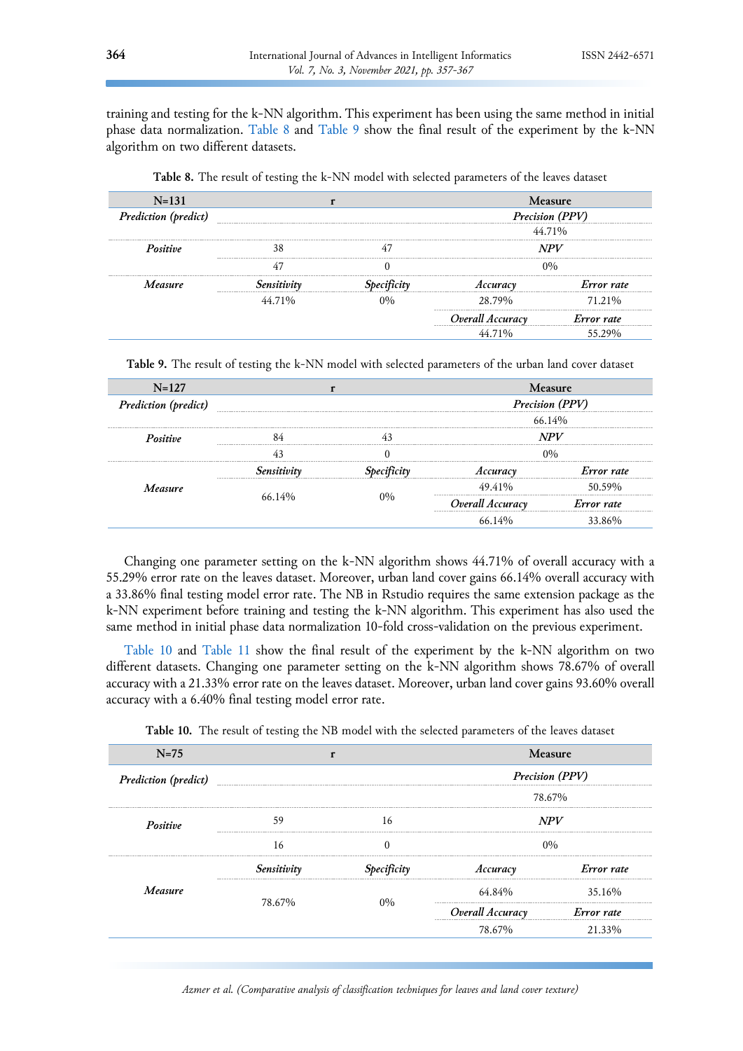training and testing for the k-NN algorithm. This experiment has been using the same method in initial phase data normalization. Table 8 and Table 9 show the final result of the experiment by the k-NN algorithm on two different datasets.

**Table 8.** The result of testing the k-NN model with selected parameters of the leaves dataset

| N=131 | r | | Measure | |
|---|---|---|---|---|
| *Prediction (predict)* | | | *Precision (PPV)* | |
| | | | 44.71% | |
| *Positive* | 38 | 47 | *NPV* | |
| | 47 | 0 | 0% | |
| *Measure* | *Sensitivity* | *Specificity* | *Accuracy* | *Error rate* |
| | 44.71% | 0% | 28.79% | 71.21% |
| | | | *Overall Accuracy* | *Error rate* |
| | | | 44.71% | 55.29% |

**Table 9.** The result of testing the k-NN model with selected parameters of the urban land cover dataset

| N=127 | r | | Measure | |
|---|---|---|---|---|
| *Prediction (predict)* | | | *Precision (PPV)* | |
| | | | 66.14% | |
| *Positive* | 84 | 43 | *NPV* | |
| | 43 | 0 | 0% | |
| *Measure* | *Sensitivity* | *Specificity* | *Accuracy* | *Error rate* |
| | 66.14% | 0% | 49.41% | 50.59% |
| | | | *Overall Accuracy* | *Error rate* |
| | | | 66.14% | 33.86% |

Changing one parameter setting on the k-NN algorithm shows 44.71% of overall accuracy with a 55.29% error rate on the leaves dataset. Moreover, urban land cover gains 66.14% overall accuracy with a 33.86% final testing model error rate. The NB in Rstudio requires the same extension package as the k-NN experiment before training and testing the k-NN algorithm. This experiment has also used the same method in initial phase data normalization 10-fold cross-validation on the previous experiment.

Table 10 and Table 11 show the final result of the experiment by the k-NN algorithm on two different datasets. Changing one parameter setting on the k-NN algorithm shows 78.67% of overall accuracy with a 21.33% error rate on the leaves dataset. Moreover, urban land cover gains 93.60% overall accuracy with a 6.40% final testing model error rate.

**Table 10.** The result of testing the NB model with the selected parameters of the leaves dataset

| N=75 | r | | Measure | |
|---|---|---|---|---|
| *Prediction (predict)* | | | *Precision (PPV)* | |
| | | | 78.67% | |
| *Positive* | 59 | 16 | *NPV* | |
| | 16 | 0 | 0% | |
| *Measure* | *Sensitivity* | *Specificity* | *Accuracy* | *Error rate* |
| | 78.67% | 0% | 64.84% | 35.16% |
| | | | *Overall Accuracy* | *Error rate* |
| | | | 78.67% | 21.33% |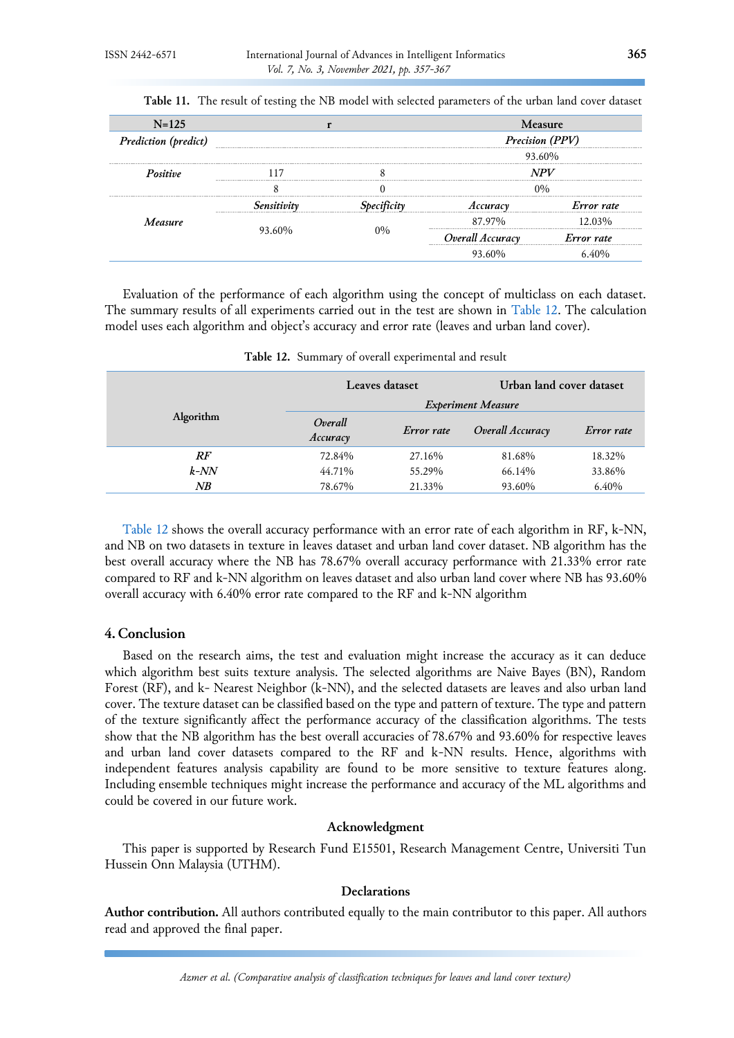**Table 11.** The result of testing the NB model with selected parameters of the urban land cover dataset

| N=125 | r | | Measure | |
|---|---|---|---|---|
| *Prediction (predict)* | | | *Precision (PPV)* | |
| | | | 93.60% | |
| *Positive* | 117 | 8 | *NPV* | |
| | 8 | 0 | 0% | |
| *Measure* | *Sensitivity* | *Specificity* | *Accuracy* | *Error rate* |
| | 93.60% | 0% | 87.97% | 12.03% |
| | | | *Overall Accuracy* | *Error rate* |
| | | | 93.60% | 6.40% |

Evaluation of the performance of each algorithm using the concept of multiclass on each dataset. The summary results of all experiments carried out in the test are shown in Table 12. The calculation model uses each algorithm and object's accuracy and error rate (leaves and urban land cover).

**Table 12.** Summary of overall experimental and result

| Algorithm | Leaves dataset | | Urban land cover dataset | |
|---|---|---|---|---|
| | *Experiment Measure* | | | |
| | *Overall Accuracy* | *Error rate* | *Overall Accuracy* | *Error rate* |
| ***RF*** | 72.84% | 27.16% | 81.68% | 18.32% |
| ***k-NN*** | 44.71% | 55.29% | 66.14% | 33.86% |
| ***NB*** | 78.67% | 21.33% | 93.60% | 6.40% |

Table 12 shows the overall accuracy performance with an error rate of each algorithm in RF, k-NN, and NB on two datasets in texture in leaves dataset and urban land cover dataset. NB algorithm has the best overall accuracy where the NB has 78.67% overall accuracy performance with 21.33% error rate compared to RF and k-NN algorithm on leaves dataset and also urban land cover where NB has 93.60% overall accuracy with 6.40% error rate compared to the RF and k-NN algorithm

## 4. Conclusion

Based on the research aims, the test and evaluation might increase the accuracy as it can deduce which algorithm best suits texture analysis. The selected algorithms are Naive Bayes (BN), Random Forest (RF), and k- Nearest Neighbor (k-NN), and the selected datasets are leaves and also urban land cover. The texture dataset can be classified based on the type and pattern of texture. The type and pattern of the texture significantly affect the performance accuracy of the classification algorithms. The tests show that the NB algorithm has the best overall accuracies of 78.67% and 93.60% for respective leaves and urban land cover datasets compared to the RF and k-NN results. Hence, algorithms with independent features analysis capability are found to be more sensitive to texture features along. Including ensemble techniques might increase the performance and accuracy of the ML algorithms and could be covered in our future work.

### Acknowledgment

This paper is supported by Research Fund E15501, Research Management Centre, Universiti Tun Hussein Onn Malaysia (UTHM).

### Declarations

**Author contribution.** All authors contributed equally to the main contributor to this paper. All authors read and approved the final paper.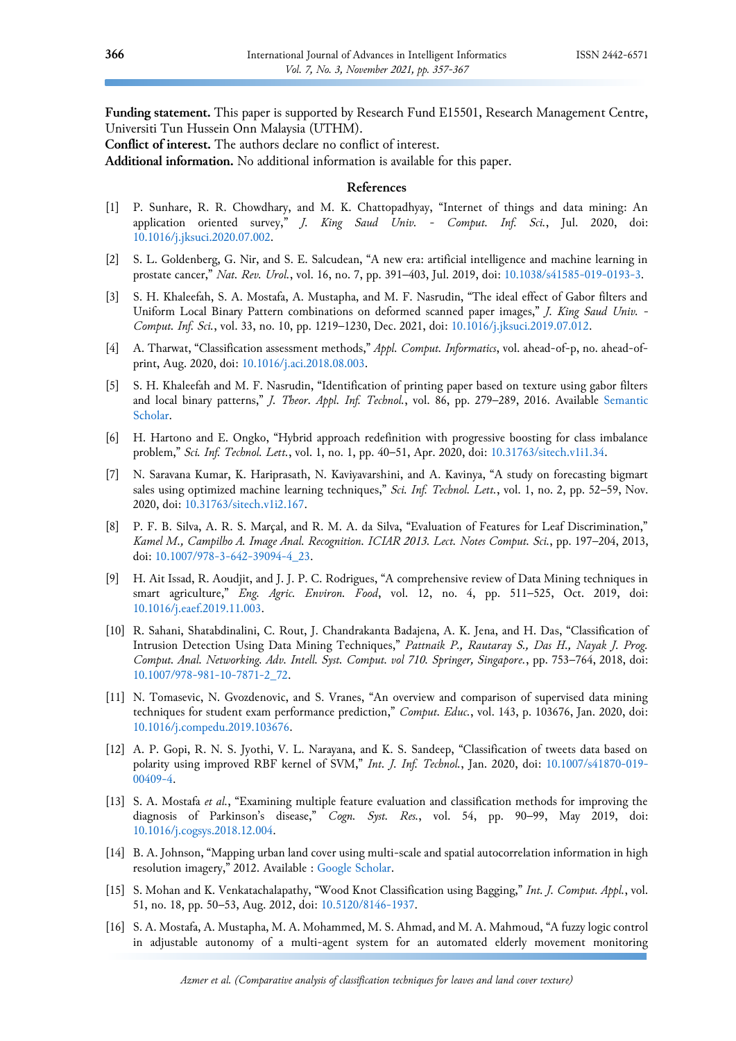**Funding statement.** This paper is supported by Research Fund E15501, Research Management Centre, Universiti Tun Hussein Onn Malaysia (UTHM).

**Conflict of interest.** The authors declare no conflict of interest.

**Additional information.** No additional information is available for this paper.

## References

[1] P. Sunhare, R. R. Chowdhary, and M. K. Chattopadhyay, "Internet of things and data mining: An application oriented survey," *J. King Saud Univ. - Comput. Inf. Sci.*, Jul. 2020, doi: 10.1016/j.jksuci.2020.07.002.

[2] S. L. Goldenberg, G. Nir, and S. E. Salcudean, "A new era: artificial intelligence and machine learning in prostate cancer," *Nat. Rev. Urol.*, vol. 16, no. 7, pp. 391–403, Jul. 2019, doi: 10.1038/s41585-019-0193-3.

[3] S. H. Khaleefah, S. A. Mostafa, A. Mustapha, and M. F. Nasrudin, "The ideal effect of Gabor filters and Uniform Local Binary Pattern combinations on deformed scanned paper images," *J. King Saud Univ. - Comput. Inf. Sci.*, vol. 33, no. 10, pp. 1219–1230, Dec. 2021, doi: 10.1016/j.jksuci.2019.07.012.

[4] A. Tharwat, "Classification assessment methods," *Appl. Comput. Informatics*, vol. ahead-of-p, no. ahead-of-print, Aug. 2020, doi: 10.1016/j.aci.2018.08.003.

[5] S. H. Khaleefah and M. F. Nasrudin, "Identification of printing paper based on texture using gabor filters and local binary patterns," *J. Theor. Appl. Inf. Technol.*, vol. 86, pp. 279–289, 2016. Available Semantic Scholar.

[6] H. Hartono and E. Ongko, "Hybrid approach redefinition with progressive boosting for class imbalance problem," *Sci. Inf. Technol. Lett.*, vol. 1, no. 1, pp. 40–51, Apr. 2020, doi: 10.31763/sitech.v1i1.34.

[7] N. Saravana Kumar, K. Hariprasath, N. Kaviyavarshini, and A. Kavinya, "A study on forecasting bigmart sales using optimized machine learning techniques," *Sci. Inf. Technol. Lett.*, vol. 1, no. 2, pp. 52–59, Nov. 2020, doi: 10.31763/sitech.v1i2.167.

[8] P. F. B. Silva, A. R. S. Marçal, and R. M. A. da Silva, "Evaluation of Features for Leaf Discrimination," *Kamel M., Campilho A. Image Anal. Recognition. ICIAR 2013. Lect. Notes Comput. Sci.*, pp. 197–204, 2013, doi: 10.1007/978-3-642-39094-4_23.

[9] H. Ait Issad, R. Aoudjit, and J. J. P. C. Rodrigues, "A comprehensive review of Data Mining techniques in smart agriculture," *Eng. Agric. Environ. Food*, vol. 12, no. 4, pp. 511–525, Oct. 2019, doi: 10.1016/j.eaef.2019.11.003.

[10] R. Sahani, Shatabdinalini, C. Rout, J. Chandrakanta Badajena, A. K. Jena, and H. Das, "Classification of Intrusion Detection Using Data Mining Techniques," *Pattnaik P., Rautaray S., Das H., Nayak J. Prog. Comput. Anal. Networking. Adv. Intell. Syst. Comput. vol 710. Springer, Singapore.*, pp. 753–764, 2018, doi: 10.1007/978-981-10-7871-2_72.

[11] N. Tomasevic, N. Gvozdenovic, and S. Vranes, "An overview and comparison of supervised data mining techniques for student exam performance prediction," *Comput. Educ.*, vol. 143, p. 103676, Jan. 2020, doi: 10.1016/j.compedu.2019.103676.

[12] A. P. Gopi, R. N. S. Jyothi, V. L. Narayana, and K. S. Sandeep, "Classification of tweets data based on polarity using improved RBF kernel of SVM," *Int. J. Inf. Technol.*, Jan. 2020, doi: 10.1007/s41870-019-00409-4.

[13] S. A. Mostafa *et al.*, "Examining multiple feature evaluation and classification methods for improving the diagnosis of Parkinson's disease," *Cogn. Syst. Res.*, vol. 54, pp. 90–99, May 2019, doi: 10.1016/j.cogsys.2018.12.004.

[14] B. A. Johnson, "Mapping urban land cover using multi-scale and spatial autocorrelation information in high resolution imagery," 2012. Available : Google Scholar.

[15] S. Mohan and K. Venkatachalapathy, "Wood Knot Classification using Bagging," *Int. J. Comput. Appl.*, vol. 51, no. 18, pp. 50–53, Aug. 2012, doi: 10.5120/8146-1937.

[16] S. A. Mostafa, A. Mustapha, M. A. Mohammed, M. S. Ahmad, and M. A. Mahmoud, "A fuzzy logic control in adjustable autonomy of a multi-agent system for an automated elderly movement monitoring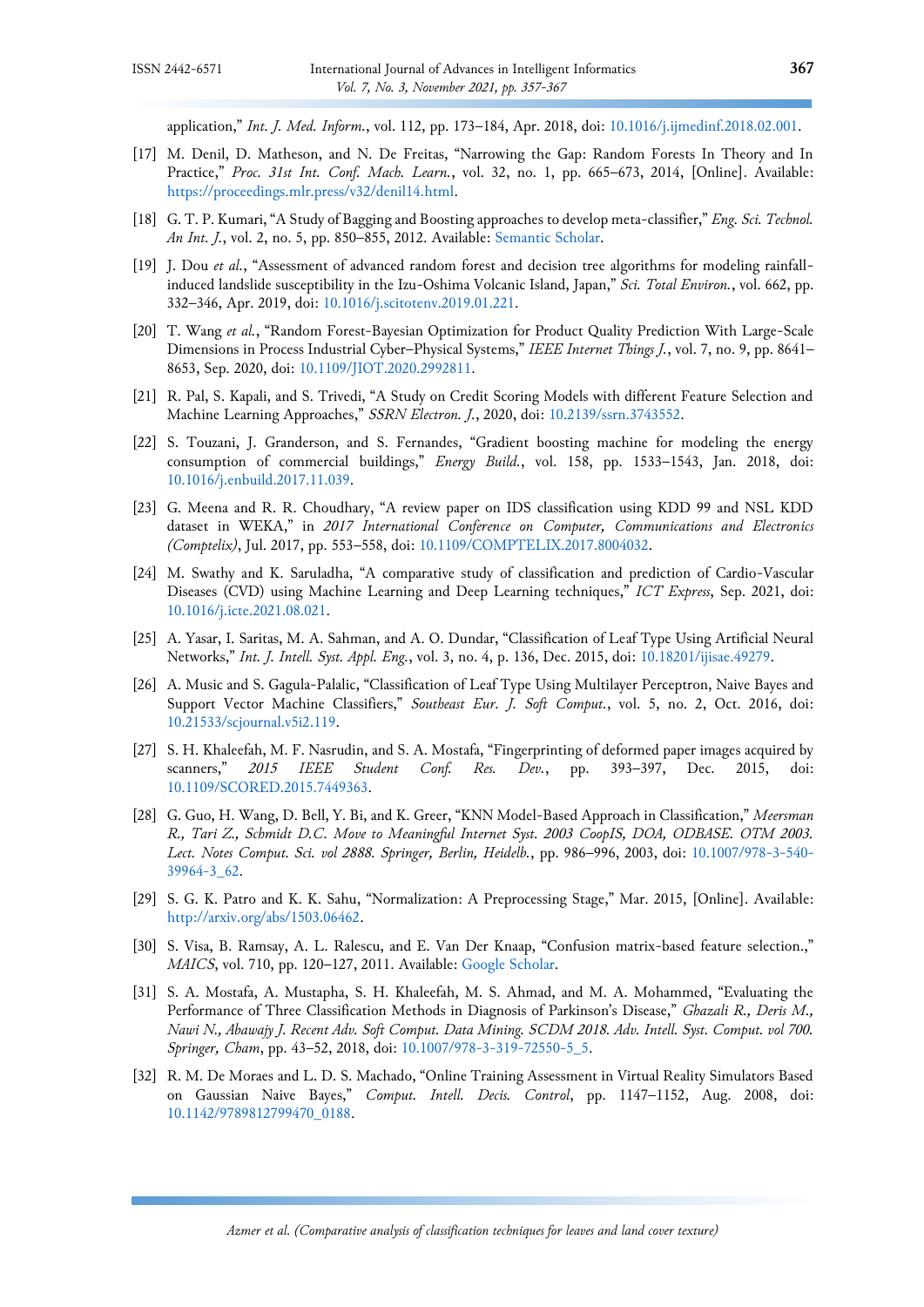application," *Int. J. Med. Inform.*, vol. 112, pp. 173–184, Apr. 2018, doi: 10.1016/j.ijmedinf.2018.02.001.

[17] M. Denil, D. Matheson, and N. De Freitas, "Narrowing the Gap: Random Forests In Theory and In Practice," *Proc. 31st Int. Conf. Mach. Learn.*, vol. 32, no. 1, pp. 665–673, 2014, [Online]. Available: https://proceedings.mlr.press/v32/denil14.html.

[18] G. T. P. Kumari, "A Study of Bagging and Boosting approaches to develop meta-classifier," *Eng. Sci. Technol. An Int. J.*, vol. 2, no. 5, pp. 850–855, 2012. Available: Semantic Scholar.

[19] J. Dou *et al.*, "Assessment of advanced random forest and decision tree algorithms for modeling rainfall-induced landslide susceptibility in the Izu-Oshima Volcanic Island, Japan," *Sci. Total Environ.*, vol. 662, pp. 332–346, Apr. 2019, doi: 10.1016/j.scitotenv.2019.01.221.

[20] T. Wang *et al.*, "Random Forest-Bayesian Optimization for Product Quality Prediction With Large-Scale Dimensions in Process Industrial Cyber–Physical Systems," *IEEE Internet Things J.*, vol. 7, no. 9, pp. 8641–8653, Sep. 2020, doi: 10.1109/JIOT.2020.2992811.

[21] R. Pal, S. Kapali, and S. Trivedi, "A Study on Credit Scoring Models with different Feature Selection and Machine Learning Approaches," *SSRN Electron. J.*, 2020, doi: 10.2139/ssrn.3743552.

[22] S. Touzani, J. Granderson, and S. Fernandes, "Gradient boosting machine for modeling the energy consumption of commercial buildings," *Energy Build.*, vol. 158, pp. 1533–1543, Jan. 2018, doi: 10.1016/j.enbuild.2017.11.039.

[23] G. Meena and R. R. Choudhary, "A review paper on IDS classification using KDD 99 and NSL KDD dataset in WEKA," in *2017 International Conference on Computer, Communications and Electronics (Comptelix)*, Jul. 2017, pp. 553–558, doi: 10.1109/COMPTELIX.2017.8004032.

[24] M. Swathy and K. Saruladha, "A comparative study of classification and prediction of Cardio-Vascular Diseases (CVD) using Machine Learning and Deep Learning techniques," *ICT Express*, Sep. 2021, doi: 10.1016/j.icte.2021.08.021.

[25] A. Yasar, I. Saritas, M. A. Sahman, and A. O. Dundar, "Classification of Leaf Type Using Artificial Neural Networks," *Int. J. Intell. Syst. Appl. Eng.*, vol. 3, no. 4, p. 136, Dec. 2015, doi: 10.18201/ijisae.49279.

[26] A. Music and S. Gagula-Palalic, "Classification of Leaf Type Using Multilayer Perceptron, Naive Bayes and Support Vector Machine Classifiers," *Southeast Eur. J. Soft Comput.*, vol. 5, no. 2, Oct. 2016, doi: 10.21533/scjournal.v5i2.119.

[27] S. H. Khaleefah, M. F. Nasrudin, and S. A. Mostafa, "Fingerprinting of deformed paper images acquired by scanners," *2015 IEEE Student Conf. Res. Dev.*, pp. 393–397, Dec. 2015, doi: 10.1109/SCORED.2015.7449363.

[28] G. Guo, H. Wang, D. Bell, Y. Bi, and K. Greer, "KNN Model-Based Approach in Classification," *Meersman R., Tari Z., Schmidt D.C. Move to Meaningful Internet Syst. 2003 CoopIS, DOA, ODBASE. OTM 2003. Lect. Notes Comput. Sci. vol 2888. Springer, Berlin, Heidelb.*, pp. 986–996, 2003, doi: 10.1007/978-3-540-39964-3_62.

[29] S. G. K. Patro and K. K. Sahu, "Normalization: A Preprocessing Stage," Mar. 2015, [Online]. Available: http://arxiv.org/abs/1503.06462.

[30] S. Visa, B. Ramsay, A. L. Ralescu, and E. Van Der Knaap, "Confusion matrix-based feature selection.," *MAICS*, vol. 710, pp. 120–127, 2011. Available: Google Scholar.

[31] S. A. Mostafa, A. Mustapha, S. H. Khaleefah, M. S. Ahmad, and M. A. Mohammed, "Evaluating the Performance of Three Classification Methods in Diagnosis of Parkinson's Disease," *Ghazali R., Deris M., Nawi N., Abawajy J. Recent Adv. Soft Comput. Data Mining. SCDM 2018. Adv. Intell. Syst. Comput. vol 700. Springer, Cham*, pp. 43–52, 2018, doi: 10.1007/978-3-319-72550-5_5.

[32] R. M. De Moraes and L. D. S. Machado, "Online Training Assessment in Virtual Reality Simulators Based on Gaussian Naive Bayes," *Comput. Intell. Decis. Control*, pp. 1147–1152, Aug. 2008, doi: 10.1142/9789812799470_0188.